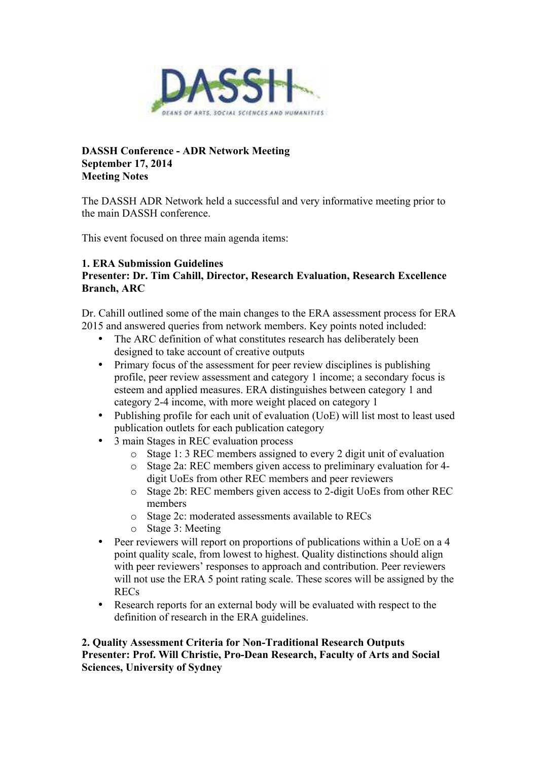**DASSH Conference - ADR Network Meeting**
**September 17, 2014**
**Meeting Notes**

The DASSH ADR Network held a successful and very informative meeting prior to the main DASSH conference.

This event focused on three main agenda items:

### 1. ERA Submission Guidelines

**Presenter: Dr. Tim Cahill, Director, Research Evaluation, Research Excellence Branch, ARC**

Dr. Cahill outlined some of the main changes to the ERA assessment process for ERA 2015 and answered queries from network members. Key points noted included:

- The ARC definition of what constitutes research has deliberately been designed to take account of creative outputs
- Primary focus of the assessment for peer review disciplines is publishing profile, peer review assessment and category 1 income; a secondary focus is esteem and applied measures. ERA distinguishes between category 1 and category 2-4 income, with more weight placed on category 1
- Publishing profile for each unit of evaluation (UoE) will list most to least used publication outlets for each publication category
- 3 main Stages in REC evaluation process
  - Stage 1: 3 REC members assigned to every 2 digit unit of evaluation
  - Stage 2a: REC members given access to preliminary evaluation for 4-digit UoEs from other REC members and peer reviewers
  - Stage 2b: REC members given access to 2-digit UoEs from other REC members
  - Stage 2c: moderated assessments available to RECs
  - Stage 3: Meeting
- Peer reviewers will report on proportions of publications within a UoE on a 4 point quality scale, from lowest to highest. Quality distinctions should align with peer reviewers' responses to approach and contribution. Peer reviewers will not use the ERA 5 point rating scale. These scores will be assigned by the RECs
- Research reports for an external body will be evaluated with respect to the definition of research in the ERA guidelines.

### 2. Quality Assessment Criteria for Non-Traditional Research Outputs

**Presenter: Prof. Will Christie, Pro-Dean Research, Faculty of Arts and Social Sciences, University of Sydney**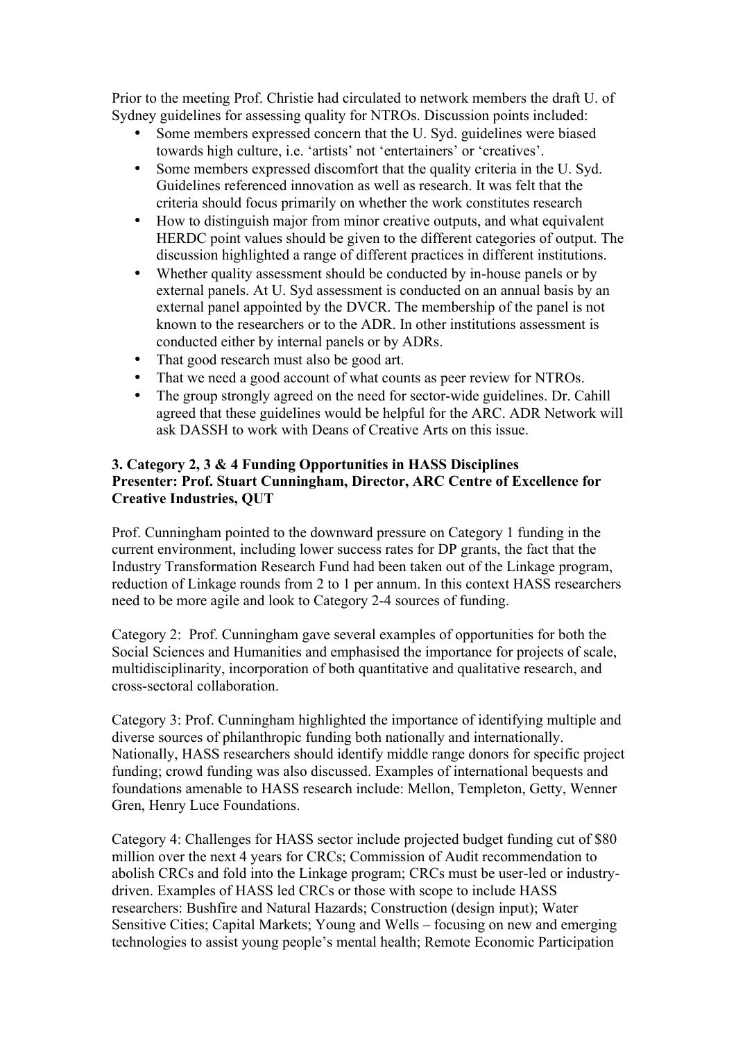Prior to the meeting Prof. Christie had circulated to network members the draft U. of Sydney guidelines for assessing quality for NTROs. Discussion points included:

- Some members expressed concern that the U. Syd. guidelines were biased towards high culture, i.e. 'artists' not 'entertainers' or 'creatives'.
- Some members expressed discomfort that the quality criteria in the U. Syd. Guidelines referenced innovation as well as research. It was felt that the criteria should focus primarily on whether the work constitutes research
- How to distinguish major from minor creative outputs, and what equivalent HERDC point values should be given to the different categories of output. The discussion highlighted a range of different practices in different institutions.
- Whether quality assessment should be conducted by in-house panels or by external panels. At U. Syd assessment is conducted on an annual basis by an external panel appointed by the DVCR. The membership of the panel is not known to the researchers or to the ADR. In other institutions assessment is conducted either by internal panels or by ADRs.
- That good research must also be good art.
- That we need a good account of what counts as peer review for NTROs.
- The group strongly agreed on the need for sector-wide guidelines. Dr. Cahill agreed that these guidelines would be helpful for the ARC. ADR Network will ask DASSH to work with Deans of Creative Arts on this issue.

**3. Category 2, 3 & 4 Funding Opportunities in HASS Disciplines**
**Presenter: Prof. Stuart Cunningham, Director, ARC Centre of Excellence for Creative Industries, QUT**

Prof. Cunningham pointed to the downward pressure on Category 1 funding in the current environment, including lower success rates for DP grants, the fact that the Industry Transformation Research Fund had been taken out of the Linkage program, reduction of Linkage rounds from 2 to 1 per annum. In this context HASS researchers need to be more agile and look to Category 2-4 sources of funding.

Category 2: Prof. Cunningham gave several examples of opportunities for both the Social Sciences and Humanities and emphasised the importance for projects of scale, multidisciplinarity, incorporation of both quantitative and qualitative research, and cross-sectoral collaboration.

Category 3: Prof. Cunningham highlighted the importance of identifying multiple and diverse sources of philanthropic funding both nationally and internationally. Nationally, HASS researchers should identify middle range donors for specific project funding; crowd funding was also discussed. Examples of international bequests and foundations amenable to HASS research include: Mellon, Templeton, Getty, Wenner Gren, Henry Luce Foundations.

Category 4: Challenges for HASS sector include projected budget funding cut of $80 million over the next 4 years for CRCs; Commission of Audit recommendation to abolish CRCs and fold into the Linkage program; CRCs must be user-led or industry-driven. Examples of HASS led CRCs or those with scope to include HASS researchers: Bushfire and Natural Hazards; Construction (design input); Water Sensitive Cities; Capital Markets; Young and Wells – focusing on new and emerging technologies to assist young people's mental health; Remote Economic Participation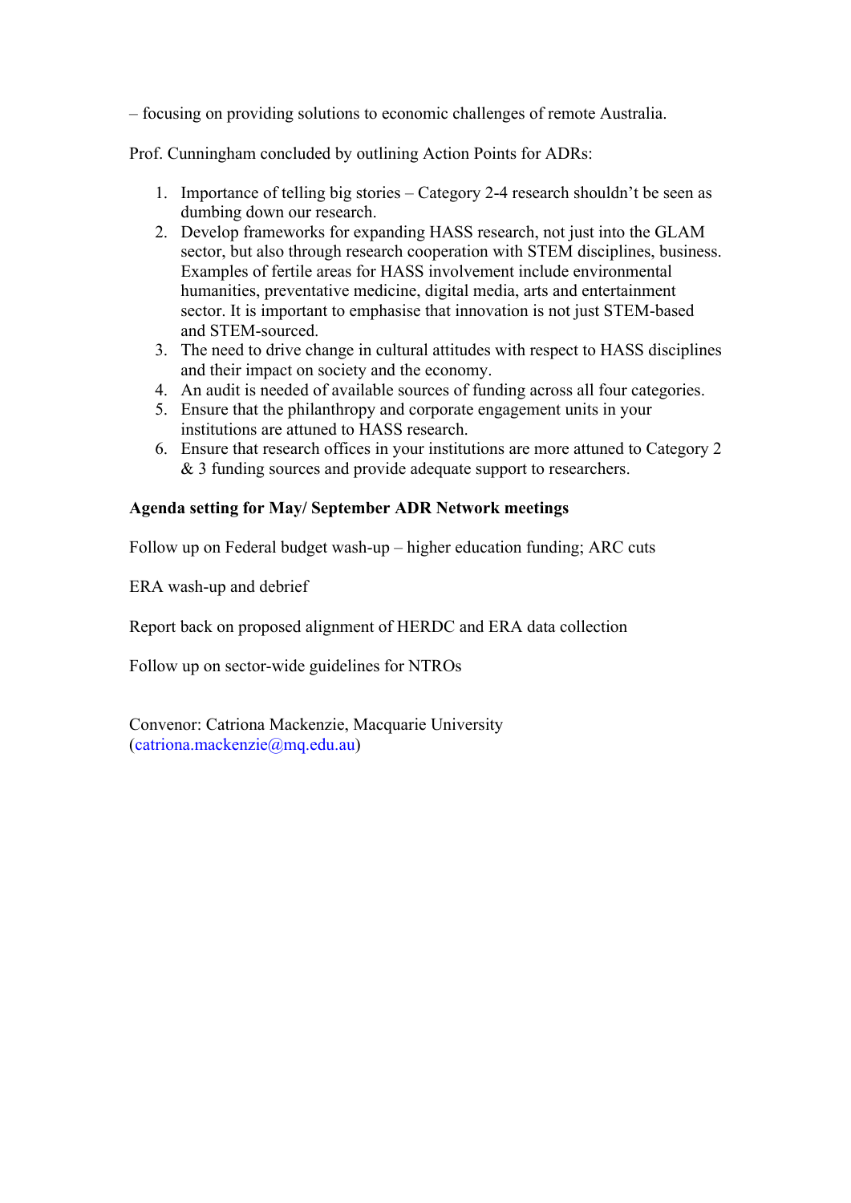– focusing on providing solutions to economic challenges of remote Australia.

Prof. Cunningham concluded by outlining Action Points for ADRs:

1. Importance of telling big stories – Category 2-4 research shouldn't be seen as dumbing down our research.
2. Develop frameworks for expanding HASS research, not just into the GLAM sector, but also through research cooperation with STEM disciplines, business. Examples of fertile areas for HASS involvement include environmental humanities, preventative medicine, digital media, arts and entertainment sector. It is important to emphasise that innovation is not just STEM-based and STEM-sourced.
3. The need to drive change in cultural attitudes with respect to HASS disciplines and their impact on society and the economy.
4. An audit is needed of available sources of funding across all four categories.
5. Ensure that the philanthropy and corporate engagement units in your institutions are attuned to HASS research.
6. Ensure that research offices in your institutions are more attuned to Category 2 & 3 funding sources and provide adequate support to researchers.

**Agenda setting for May/ September ADR Network meetings**

Follow up on Federal budget wash-up – higher education funding; ARC cuts

ERA wash-up and debrief

Report back on proposed alignment of HERDC and ERA data collection

Follow up on sector-wide guidelines for NTROs

Convenor: Catriona Mackenzie, Macquarie University (catriona.mackenzie@mq.edu.au)